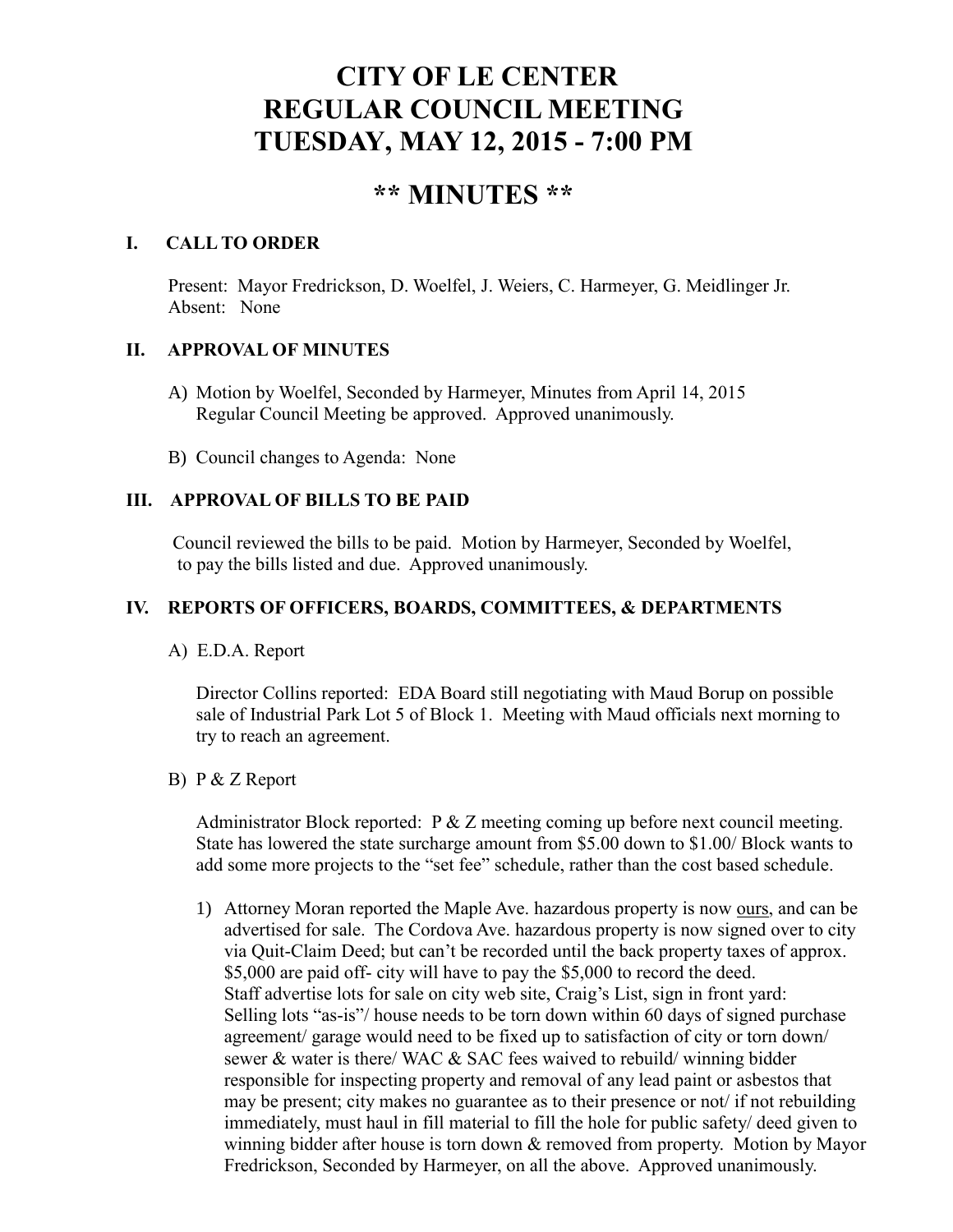# CITY OF LE CENTER
# REGULAR COUNCIL MEETING
# TUESDAY, MAY 12, 2015 - 7:00 PM

## ** MINUTES **

### I. CALL TO ORDER

Present: Mayor Fredrickson, D. Woelfel, J. Weiers, C. Harmeyer, G. Meidlinger Jr.
Absent: None

### II. APPROVAL OF MINUTES

A) Motion by Woelfel, Seconded by Harmeyer, Minutes from April 14, 2015 Regular Council Meeting be approved. Approved unanimously.

B) Council changes to Agenda: None

### III. APPROVAL OF BILLS TO BE PAID

Council reviewed the bills to be paid. Motion by Harmeyer, Seconded by Woelfel, to pay the bills listed and due. Approved unanimously.

### IV. REPORTS OF OFFICERS, BOARDS, COMMITTEES, & DEPARTMENTS

A) E.D.A. Report

Director Collins reported: EDA Board still negotiating with Maud Borup on possible sale of Industrial Park Lot 5 of Block 1. Meeting with Maud officials next morning to try to reach an agreement.

B) P & Z Report

Administrator Block reported: P & Z meeting coming up before next council meeting. State has lowered the state surcharge amount from $5.00 down to $1.00/ Block wants to add some more projects to the "set fee" schedule, rather than the cost based schedule.

1) Attorney Moran reported the Maple Ave. hazardous property is now <u>ours</u>, and can be advertised for sale. The Cordova Ave. hazardous property is now signed over to city via Quit-Claim Deed; but can't be recorded until the back property taxes of approx. $5,000 are paid off- city will have to pay the $5,000 to record the deed. Staff advertise lots for sale on city web site, Craig's List, sign in front yard: Selling lots "as-is"/ house needs to be torn down within 60 days of signed purchase agreement/ garage would need to be fixed up to satisfaction of city or torn down/ sewer & water is there/ WAC & SAC fees waived to rebuild/ winning bidder responsible for inspecting property and removal of any lead paint or asbestos that may be present; city makes no guarantee as to their presence or not/ if not rebuilding immediately, must haul in fill material to fill the hole for public safety/ deed given to winning bidder after house is torn down & removed from property. Motion by Mayor Fredrickson, Seconded by Harmeyer, on all the above. Approved unanimously.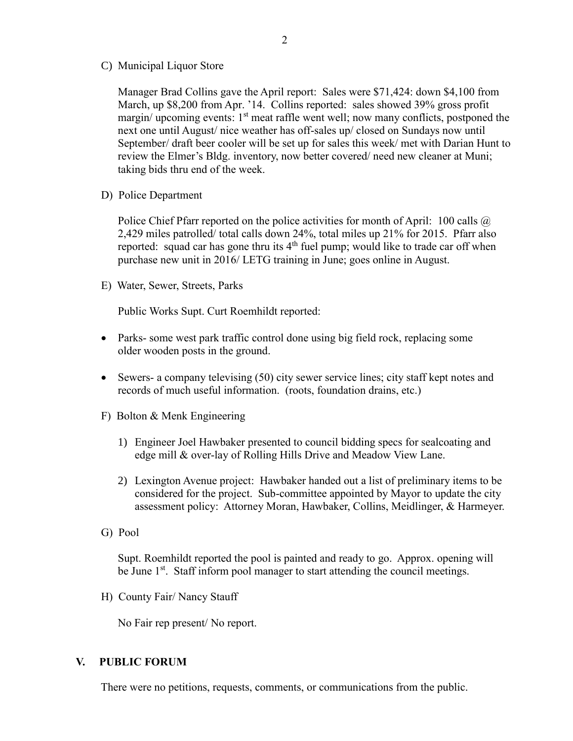C) Municipal Liquor Store

Manager Brad Collins gave the April report: Sales were $71,424: down $4,100 from March, up $8,200 from Apr. '14. Collins reported: sales showed 39% gross profit margin/ upcoming events: 1st meat raffle went well; now many conflicts, postponed the next one until August/ nice weather has off-sales up/ closed on Sundays now until September/ draft beer cooler will be set up for sales this week/ met with Darian Hunt to review the Elmer's Bldg. inventory, now better covered/ need new cleaner at Muni; taking bids thru end of the week.

D) Police Department

Police Chief Pfarr reported on the police activities for month of April: 100 calls @ 2,429 miles patrolled/ total calls down 24%, total miles up 21% for 2015. Pfarr also reported: squad car has gone thru its 4th fuel pump; would like to trade car off when purchase new unit in 2016/ LETG training in June; goes online in August.

E) Water, Sewer, Streets, Parks

Public Works Supt. Curt Roemhildt reported:

- Parks- some west park traffic control done using big field rock, replacing some older wooden posts in the ground.
- Sewers- a company televising (50) city sewer service lines; city staff kept notes and records of much useful information. (roots, foundation drains, etc.)

F) Bolton & Menk Engineering

1) Engineer Joel Hawbaker presented to council bidding specs for sealcoating and edge mill & over-lay of Rolling Hills Drive and Meadow View Lane.
2) Lexington Avenue project: Hawbaker handed out a list of preliminary items to be considered for the project. Sub-committee appointed by Mayor to update the city assessment policy: Attorney Moran, Hawbaker, Collins, Meidlinger, & Harmeyer.

G) Pool

Supt. Roemhildt reported the pool is painted and ready to go. Approx. opening will be June 1st. Staff inform pool manager to start attending the council meetings.

H) County Fair/ Nancy Stauff

No Fair rep present/ No report.

## V. PUBLIC FORUM

There were no petitions, requests, comments, or communications from the public.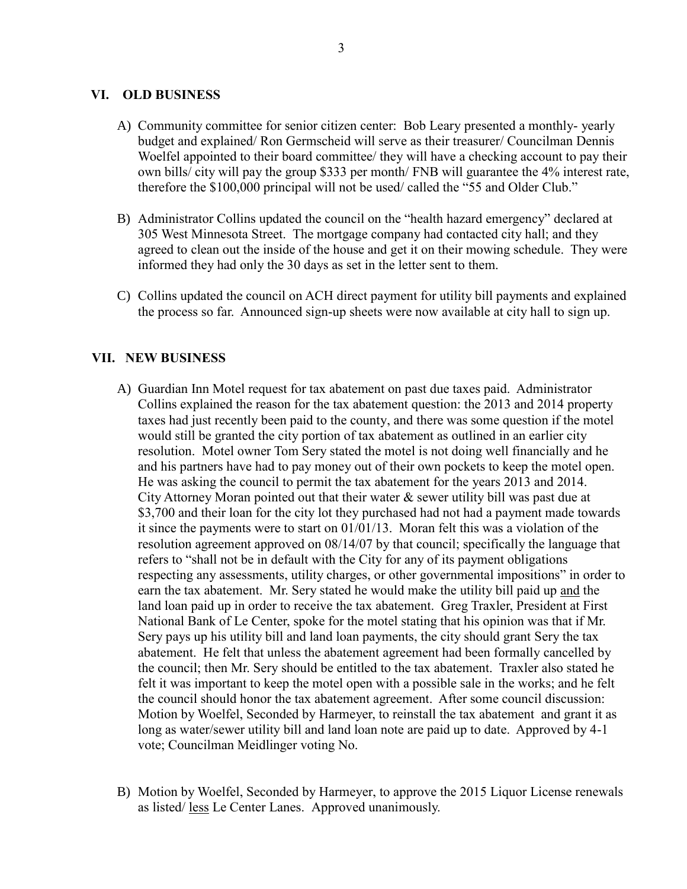## VI. OLD BUSINESS

A) Community committee for senior citizen center: Bob Leary presented a monthly- yearly budget and explained/ Ron Germscheid will serve as their treasurer/ Councilman Dennis Woelfel appointed to their board committee/ they will have a checking account to pay their own bills/ city will pay the group $333 per month/ FNB will guarantee the 4% interest rate, therefore the $100,000 principal will not be used/ called the "55 and Older Club."

B) Administrator Collins updated the council on the "health hazard emergency" declared at 305 West Minnesota Street. The mortgage company had contacted city hall; and they agreed to clean out the inside of the house and get it on their mowing schedule. They were informed they had only the 30 days as set in the letter sent to them.

C) Collins updated the council on ACH direct payment for utility bill payments and explained the process so far. Announced sign-up sheets were now available at city hall to sign up.

## VII. NEW BUSINESS

A) Guardian Inn Motel request for tax abatement on past due taxes paid. Administrator Collins explained the reason for the tax abatement question: the 2013 and 2014 property taxes had just recently been paid to the county, and there was some question if the motel would still be granted the city portion of tax abatement as outlined in an earlier city resolution. Motel owner Tom Sery stated the motel is not doing well financially and he and his partners have had to pay money out of their own pockets to keep the motel open. He was asking the council to permit the tax abatement for the years 2013 and 2014. City Attorney Moran pointed out that their water & sewer utility bill was past due at $3,700 and their loan for the city lot they purchased had not had a payment made towards it since the payments were to start on 01/01/13. Moran felt this was a violation of the resolution agreement approved on 08/14/07 by that council; specifically the language that refers to "shall not be in default with the City for any of its payment obligations respecting any assessments, utility charges, or other governmental impositions" in order to earn the tax abatement. Mr. Sery stated he would make the utility bill paid up and the land loan paid up in order to receive the tax abatement. Greg Traxler, President at First National Bank of Le Center, spoke for the motel stating that his opinion was that if Mr. Sery pays up his utility bill and land loan payments, the city should grant Sery the tax abatement. He felt that unless the abatement agreement had been formally cancelled by the council; then Mr. Sery should be entitled to the tax abatement. Traxler also stated he felt it was important to keep the motel open with a possible sale in the works; and he felt the council should honor the tax abatement agreement. After some council discussion: Motion by Woelfel, Seconded by Harmeyer, to reinstall the tax abatement and grant it as long as water/sewer utility bill and land loan note are paid up to date. Approved by 4-1 vote; Councilman Meidlinger voting No.

B) Motion by Woelfel, Seconded by Harmeyer, to approve the 2015 Liquor License renewals as listed/ less Le Center Lanes. Approved unanimously.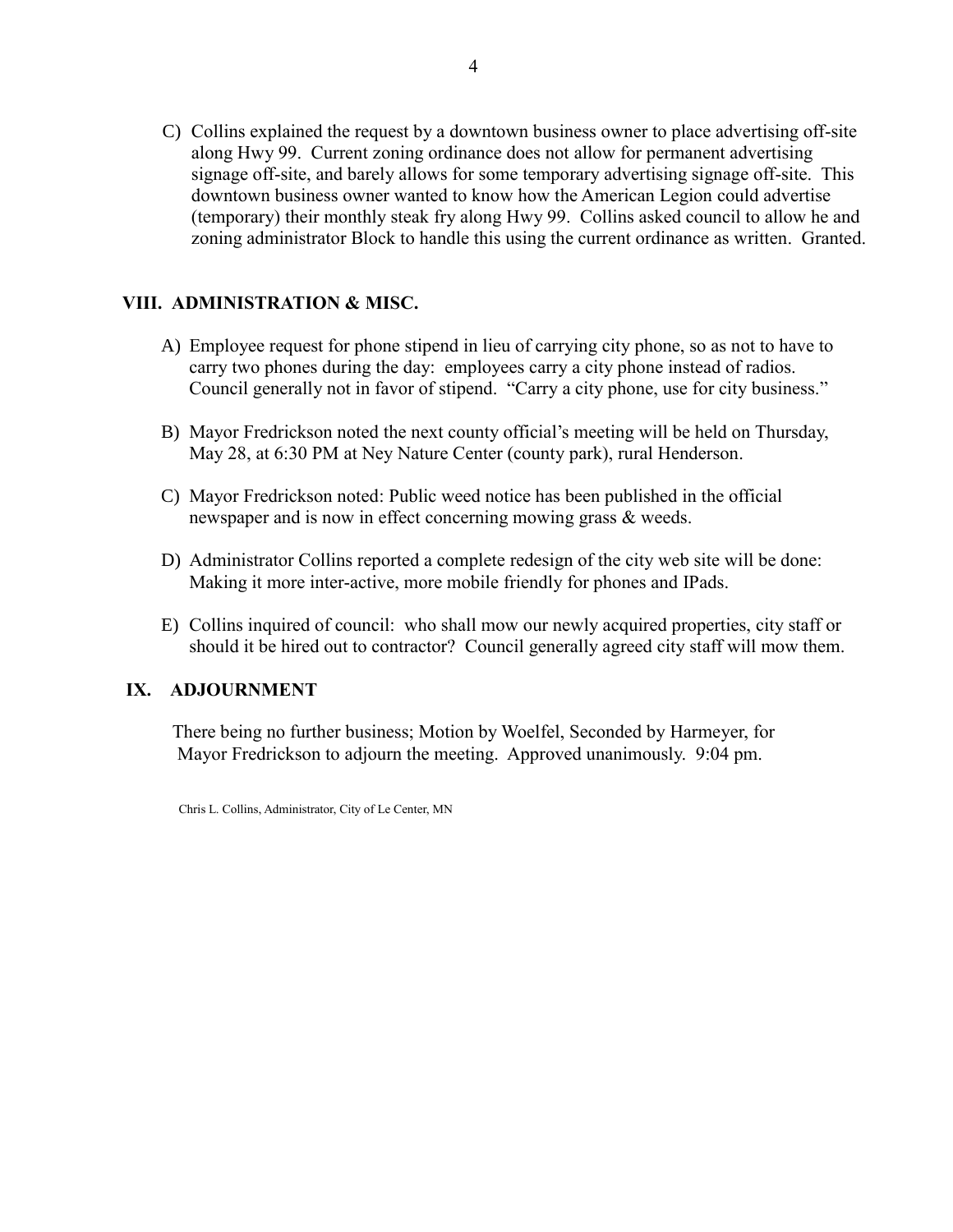C) Collins explained the request by a downtown business owner to place advertising off-site along Hwy 99. Current zoning ordinance does not allow for permanent advertising signage off-site, and barely allows for some temporary advertising signage off-site. This downtown business owner wanted to know how the American Legion could advertise (temporary) their monthly steak fry along Hwy 99. Collins asked council to allow he and zoning administrator Block to handle this using the current ordinance as written. Granted.

## VIII. ADMINISTRATION & MISC.

A) Employee request for phone stipend in lieu of carrying city phone, so as not to have to carry two phones during the day: employees carry a city phone instead of radios. Council generally not in favor of stipend. "Carry a city phone, use for city business."

B) Mayor Fredrickson noted the next county official's meeting will be held on Thursday, May 28, at 6:30 PM at Ney Nature Center (county park), rural Henderson.

C) Mayor Fredrickson noted: Public weed notice has been published in the official newspaper and is now in effect concerning mowing grass & weeds.

D) Administrator Collins reported a complete redesign of the city web site will be done: Making it more inter-active, more mobile friendly for phones and IPads.

E) Collins inquired of council: who shall mow our newly acquired properties, city staff or should it be hired out to contractor? Council generally agreed city staff will mow them.

## IX. ADJOURNMENT

There being no further business; Motion by Woelfel, Seconded by Harmeyer, for Mayor Fredrickson to adjourn the meeting. Approved unanimously. 9:04 pm.

Chris L. Collins, Administrator, City of Le Center, MN